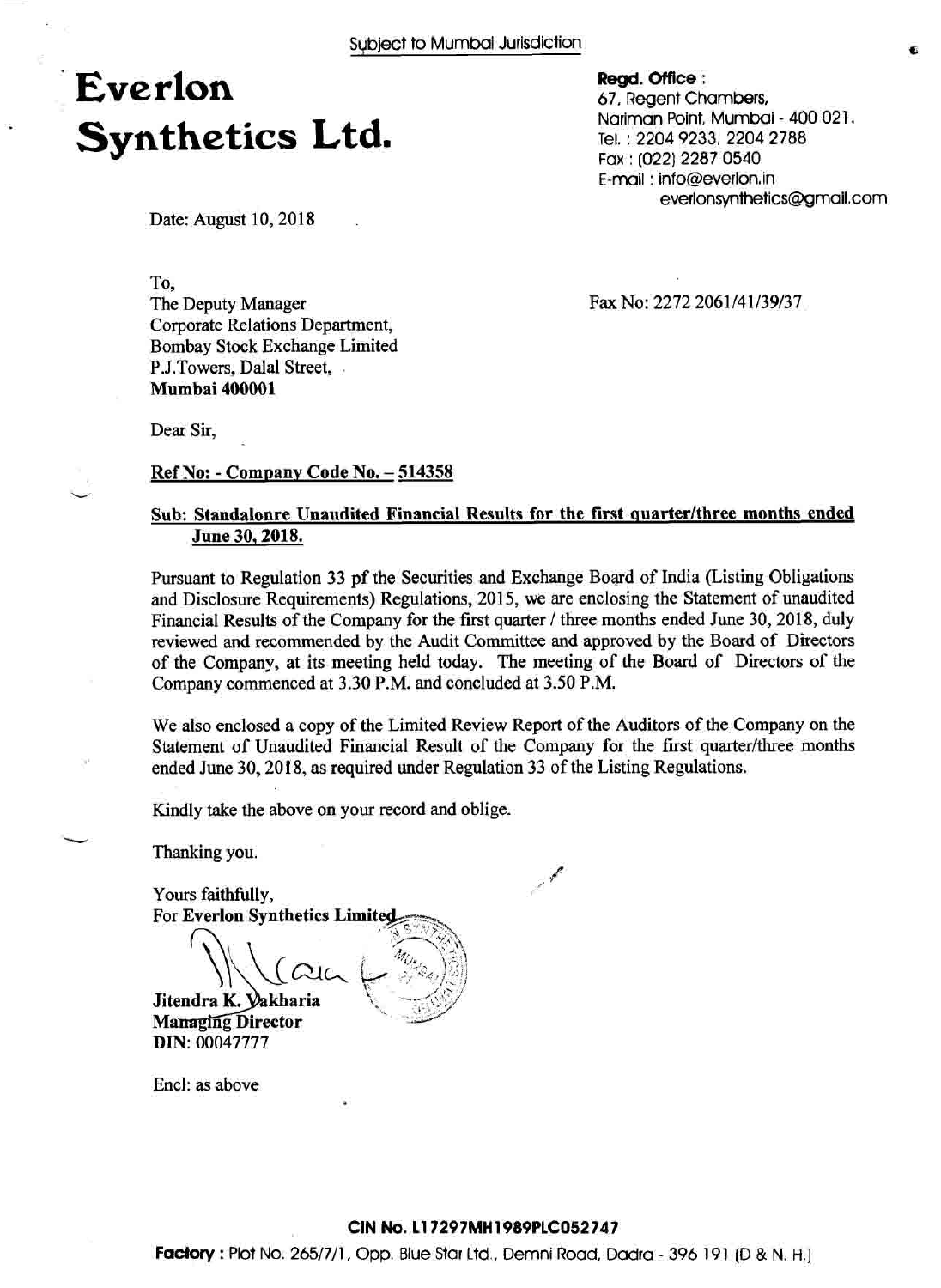Subject to Mumbai Jurisdiction

# Everlon Synthetics Ltd.

**Regd. Office :**
67, Regent Chambers,
Nariman Point, Mumbai - 400 021.
Tel. : 2204 9233, 2204 2788
Fax : (022) 2287 0540
E-mail : info@everlon.in
everlonsynthetics@gmail.com

Date: August 10, 2018

To,
The Deputy Manager
Corporate Relations Department,
Bombay Stock Exchange Limited
P.J.Towers, Dalal Street,
**Mumbai 400001**

Fax No: 2272 2061/41/39/37

Dear Sir,

**Ref No: - Company Code No. – 514358**

**Sub: Standalonre Unaudited Financial Results for the first quarter/three months ended June 30, 2018.**

Pursuant to Regulation 33 pf the Securities and Exchange Board of India (Listing Obligations and Disclosure Requirements) Regulations, 2015, we are enclosing the Statement of unaudited Financial Results of the Company for the first quarter / three months ended June 30, 2018, duly reviewed and recommended by the Audit Committee and approved by the Board of Directors of the Company, at its meeting held today. The meeting of the Board of Directors of the Company commenced at 3.30 P.M. and concluded at 3.50 P.M.

We also enclosed a copy of the Limited Review Report of the Auditors of the Company on the Statement of Unaudited Financial Result of the Company for the first quarter/three months ended June 30, 2018, as required under Regulation 33 of the Listing Regulations.

Kindly take the above on your record and oblige.

Thanking you.

Yours faithfully,
For **Everlon Synthetics Limited**

**Jitendra K. Vakharia**
**Managing Director**
**DIN:** 00047777

Encl: as above

**CIN No. L17297MH1989PLC052747**

**Factory :** Plot No. 265/7/1, Opp. Blue Star Ltd., Demni Road, Dadra - 396 191 (D & N. H.)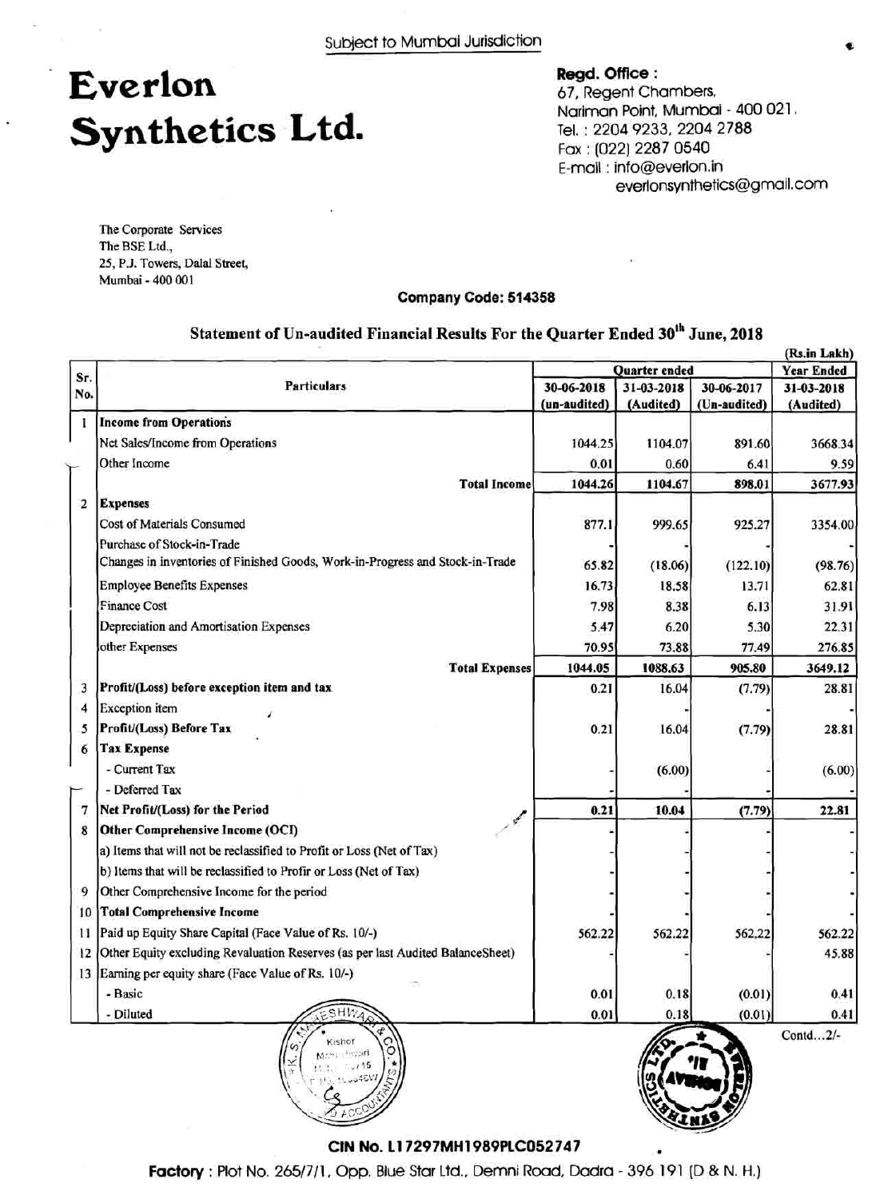Subject to Mumbai Jurisdiction

# Everlon Synthetics Ltd.

**Regd. Office :**
67, Regent Chambers,
Nariman Point, Mumbai - 400 021.
Tel. : 2204 9233, 2204 2788
Fax : (022) 2287 0540
E-mail : info@everlon.in
everlonsynthetics@gmail.com

The Corporate Services
The BSE Ltd.,
25, P.J. Towers, Dalal Street,
Mumbai - 400 001

**Company Code: 514358**

## Statement of Un-audited Financial Results For the Quarter Ended 30th June, 2018

(Rs.in Lakh)

| Sr. No. | Particulars | Quarter ended | | | Year Ended |
|---|---|---|---|---|---|
| | | 30-06-2018 (un-audited) | 31-03-2018 (Audited) | 30-06-2017 (Un-audited) | 31-03-2018 (Audited) |
| 1 | **Income from Operations** | | | | |
| | Net Sales/Income from Operations | 1044.25 | 1104.07 | 891.60 | 3668.34 |
| | Other Income | 0.01 | 0.60 | 6.41 | 9.59 |
| | **Total Income** | **1044.26** | **1104.67** | **898.01** | **3677.93** |
| 2 | **Expenses** | | | | |
| | Cost of Materials Consumed | 877.1 | 999.65 | 925.27 | 3354.00 |
| | Purchase of Stock-in-Trade | - | - | - | - |
| | Changes in inventories of Finished Goods, Work-in-Progress and Stock-in-Trade | 65.82 | (18.06) | (122.10) | (98.76) |
| | Employee Benefits Expenses | 16.73 | 18.58 | 13.71 | 62.81 |
| | Finance Cost | 7.98 | 8.38 | 6.13 | 31.91 |
| | Depreciation and Amortisation Expenses | 5.47 | 6.20 | 5.30 | 22.31 |
| | other Expenses | 70.95 | 73.88 | 77.49 | 276.85 |
| | **Total Expenses** | **1044.05** | **1088.63** | **905.80** | **3649.12** |
| 3 | **Profit/(Loss) before exception item and tax** | 0.21 | 16.04 | (7.79) | 28.81 |
| 4 | Exception item | - | - | - | - |
| 5 | **Profit/(Loss) Before Tax** | 0.21 | 16.04 | (7.79) | 28.81 |
| 6 | **Tax Expense** | | | | |
| | - Current Tax | - | (6.00) | - | (6.00) |
| | - Deferred Tax | - | - | - | - |
| 7 | **Net Profit/(Loss) for the Period** | **0.21** | **10.04** | **(7.79)** | **22.81** |
| 8 | **Other Comprehensive Income (OCI)** | - | - | - | - |
| | a) Items that will not be reclassified to Profit or Loss (Net of Tax) | - | - | - | - |
| | b) Items that will be reclassified to Profir or Loss (Net of Tax) | - | - | - | - |
| 9 | Other Comprehensive Income for the period | - | - | - | - |
| 10 | **Total Comprehensive Income** | - | - | - | - |
| 11 | Paid up Equity Share Capital (Face Value of Rs. 10/-) | 562.22 | 562.22 | 562.22 | 562.22 |
| 12 | Other Equity excluding Revaluation Reserves (as per last Audited BalanceSheet) | - | - | - | 45.88 |
| 13 | Earning per equity share (Face Value of Rs. 10/-) | | | | |
| | - Basic | 0.01 | 0.18 | (0.01) | 0.41 |
| | - Diluted | 0.01 | 0.18 | (0.01) | 0.41 |

Contd...2/-

**CIN No. L17297MH1989PLC052747**

**Factory** : Plot No. 265/7/1, Opp. Blue Star Ltd., Demni Road, Dadra - 396 191 (D & N. H.)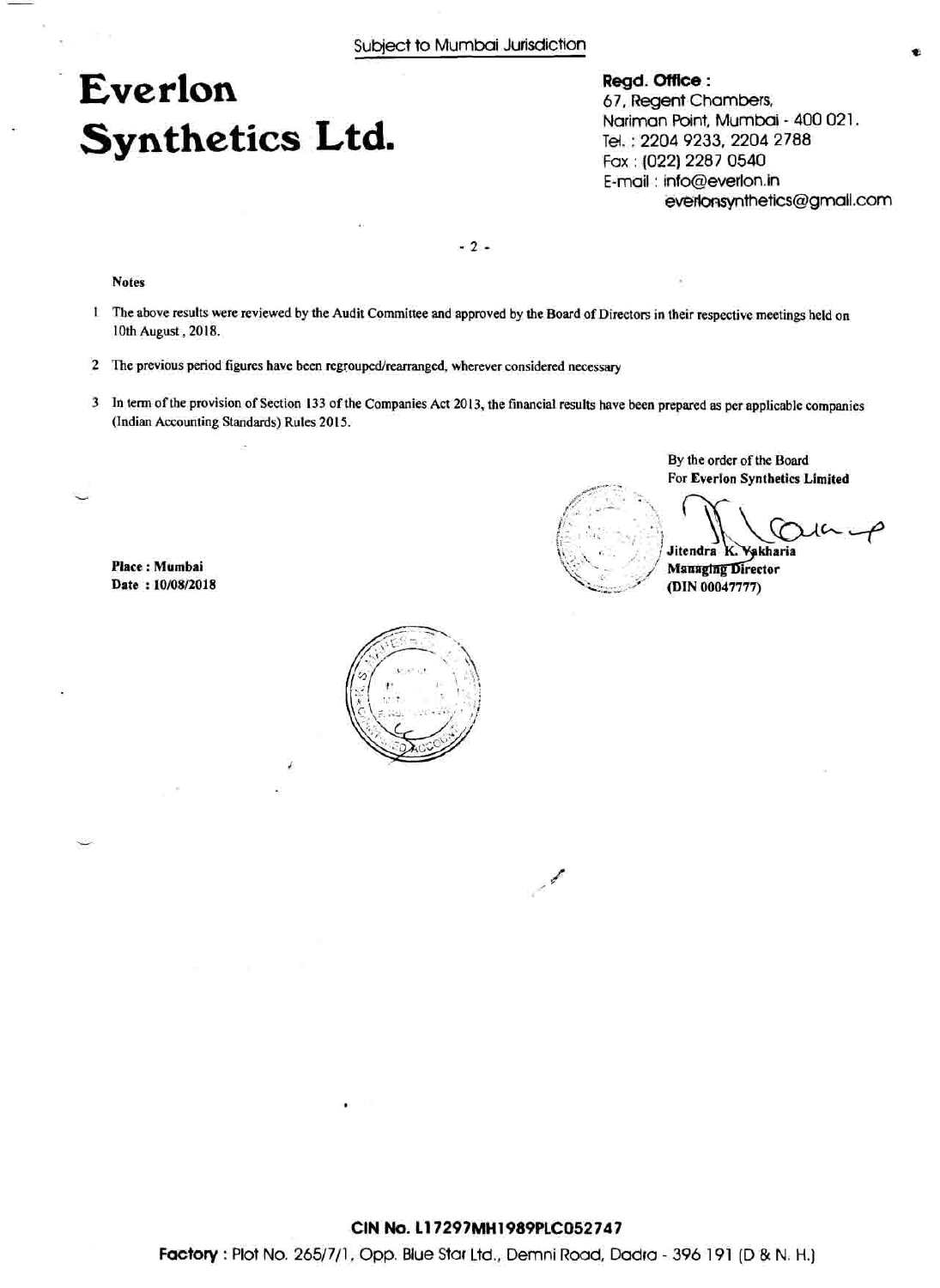Subject to Mumbai Jurisdiction

# Everlon Synthetics Ltd.

**Regd. Office :**
67, Regent Chambers,
Nariman Point, Mumbai - 400 021.
Tel. : 2204 9233, 2204 2788
Fax : (022) 2287 0540
E-mail : info@everlon.in
everlonsynthetics@gmail.com

**Notes**

1. The above results were reviewed by the Audit Committee and approved by the Board of Directors in their respective meetings held on 10th August, 2018.
2. The previous period figures have been regrouped/rearranged, wherever considered necessary
3. In term of the provision of Section 133 of the Companies Act 2013, the financial results have been prepared as per applicable companies (Indian Accounting Standards) Rules 2015.

By the order of the Board
For **Everlon Synthetics Limited**

**Jitendra K. Vakharia**
**Managing Director**
**(DIN 00047777)**

**Place : Mumbai**
**Date : 10/08/2018**

**CIN No. L17297MH1989PLC052747**

**Factory** : Plot No. 265/7/1, Opp. Blue Star Ltd., Demni Road, Dadra - 396 191 (D & N. H.)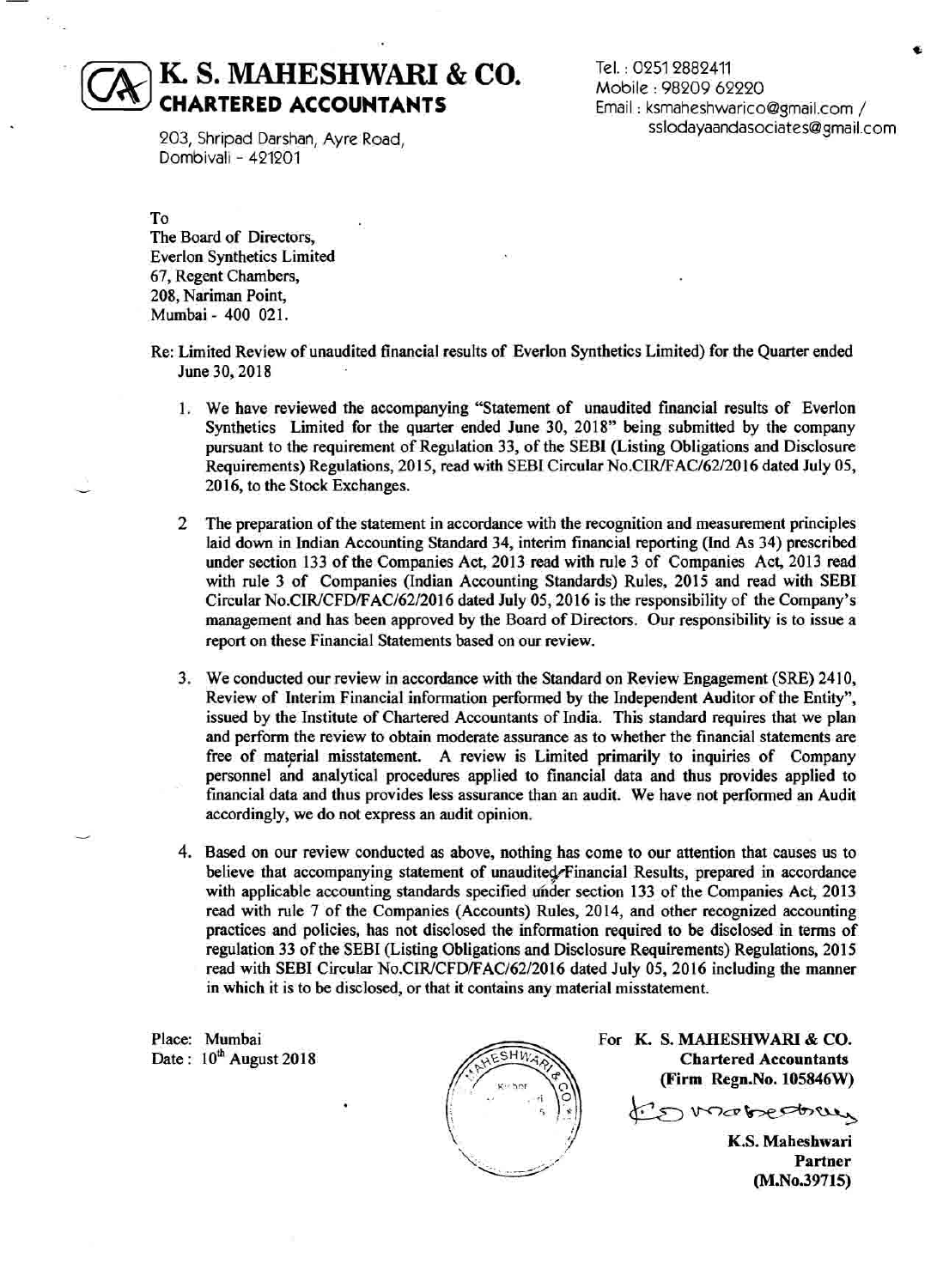# K. S. MAHESHWARI & CO.
**CHARTERED ACCOUNTANTS**

203, Shripad Darshan, Ayre Road,
Dombivali - 421201

Tel. : 0251 2882411
Mobile : 98209 62220
Email : ksmaheshwarico@gmail.com / sslodayaandasociates@gmail.com

To
The Board of Directors,
Everlon Synthetics Limited
67, Regent Chambers,
208, Nariman Point,
Mumbai - 400 021.

Re: Limited Review of unaudited financial results of Everlon Synthetics Limited) for the Quarter ended June 30, 2018

1. We have reviewed the accompanying "Statement of unaudited financial results of Everlon Synthetics Limited for the quarter ended June 30, 2018" being submitted by the company pursuant to the requirement of Regulation 33, of the SEBI (Listing Obligations and Disclosure Requirements) Regulations, 2015, read with SEBI Circular No.CIR/FAC/62/2016 dated July 05, 2016, to the Stock Exchanges.

2. The preparation of the statement in accordance with the recognition and measurement principles laid down in Indian Accounting Standard 34, interim financial reporting (Ind As 34) prescribed under section 133 of the Companies Act, 2013 read with rule 3 of Companies Act, 2013 read with rule 3 of Companies (Indian Accounting Standards) Rules, 2015 and read with SEBI Circular No.CIR/CFD/FAC/62/2016 dated July 05, 2016 is the responsibility of the Company's management and has been approved by the Board of Directors. Our responsibility is to issue a report on these Financial Statements based on our review.

3. We conducted our review in accordance with the Standard on Review Engagement (SRE) 2410, Review of Interim Financial information performed by the Independent Auditor of the Entity", issued by the Institute of Chartered Accountants of India. This standard requires that we plan and perform the review to obtain moderate assurance as to whether the financial statements are free of material misstatement. A review is Limited primarily to inquiries of Company personnel and analytical procedures applied to financial data and thus provides applied to financial data and thus provides less assurance than an audit. We have not performed an Audit accordingly, we do not express an audit opinion.

4. Based on our review conducted as above, nothing has come to our attention that causes us to believe that accompanying statement of unaudited Financial Results, prepared in accordance with applicable accounting standards specified under section 133 of the Companies Act, 2013 read with rule 7 of the Companies (Accounts) Rules, 2014, and other recognized accounting practices and policies, has not disclosed the information required to be disclosed in terms of regulation 33 of the SEBI (Listing Obligations and Disclosure Requirements) Regulations, 2015 read with SEBI Circular No.CIR/CFD/FAC/62/2016 dated July 05, 2016 including the manner in which it is to be disclosed, or that it contains any material misstatement.

Place: Mumbai
Date : 10th August 2018

For **K. S. MAHESHWARI & CO.**
**Chartered Accountants**
**(Firm Regn.No. 105846W)**

**K.S. Maheshwari**
**Partner**
**(M.No.39715)**